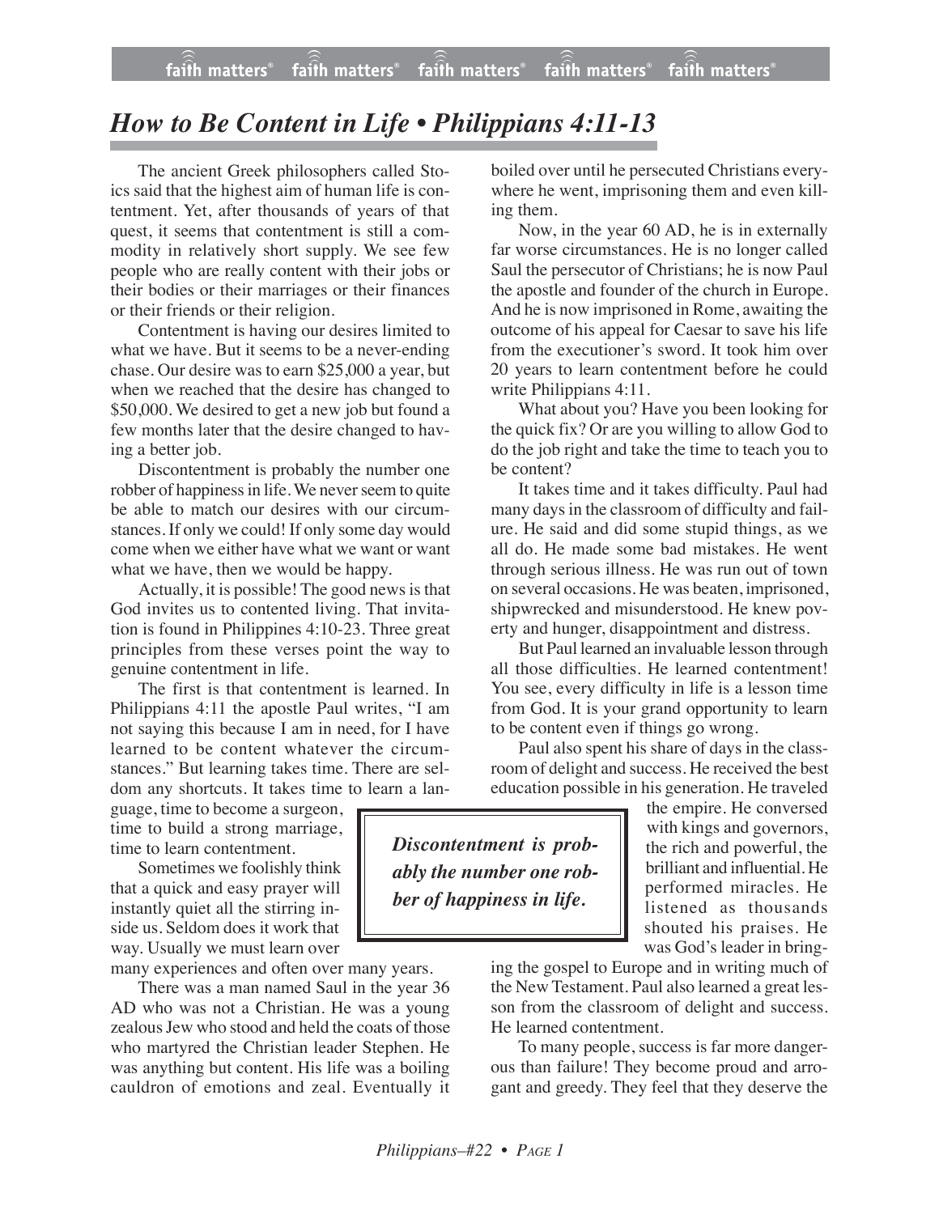# *How to Be Content in Life • Philippians 4:11-13*

The ancient Greek philosophers called Stoics said that the highest aim of human life is contentment. Yet, after thousands of years of that quest, it seems that contentment is still a commodity in relatively short supply. We see few people who are really content with their jobs or their bodies or their marriages or their finances or their friends or their religion.

Contentment is having our desires limited to what we have. But it seems to be a never-ending chase. Our desire was to earn $25,000 a year, but when we reached that the desire has changed to $50,000. We desired to get a new job but found a few months later that the desire changed to having a better job.

Discontentment is probably the number one robber of happiness in life. We never seem to quite be able to match our desires with our circumstances. If only we could! If only some day would come when we either have what we want or want what we have, then we would be happy.

Actually, it is possible! The good news is that God invites us to contented living. That invitation is found in Philippines 4:10-23. Three great principles from these verses point the way to genuine contentment in life.

The first is that contentment is learned. In Philippians 4:11 the apostle Paul writes, "I am not saying this because I am in need, for I have learned to be content whatever the circumstances." But learning takes time. There are seldom any shortcuts. It takes time to learn a language, time to become a surgeon, time to build a strong marriage, time to learn contentment.

Sometimes we foolishly think that a quick and easy prayer will instantly quiet all the stirring inside us. Seldom does it work that way. Usually we must learn over many experiences and often over many years.

There was a man named Saul in the year 36 AD who was not a Christian. He was a young zealous Jew who stood and held the coats of those who martyred the Christian leader Stephen. He was anything but content. His life was a boiling cauldron of emotions and zeal. Eventually it boiled over until he persecuted Christians everywhere he went, imprisoning them and even killing them.

Now, in the year 60 AD, he is in externally far worse circumstances. He is no longer called Saul the persecutor of Christians; he is now Paul the apostle and founder of the church in Europe. And he is now imprisoned in Rome, awaiting the outcome of his appeal for Caesar to save his life from the executioner's sword. It took him over 20 years to learn contentment before he could write Philippians 4:11.

What about you? Have you been looking for the quick fix? Or are you willing to allow God to do the job right and take the time to teach you to be content?

It takes time and it takes difficulty. Paul had many days in the classroom of difficulty and failure. He said and did some stupid things, as we all do. He made some bad mistakes. He went through serious illness. He was run out of town on several occasions. He was beaten, imprisoned, shipwrecked and misunderstood. He knew poverty and hunger, disappointment and distress.

But Paul learned an invaluable lesson through all those difficulties. He learned contentment! You see, every difficulty in life is a lesson time from God. It is your grand opportunity to learn to be content even if things go wrong.

Paul also spent his share of days in the classroom of delight and success. He received the best education possible in his generation. He traveled the empire. He conversed with kings and governors, the rich and powerful, the brilliant and influential. He performed miracles. He listened as thousands shouted his praises. He was God's leader in bringing the gospel to Europe and in writing much of the New Testament. Paul also learned a great lesson from the classroom of delight and success. He learned contentment.

> ***Discontentment is probably the number one robber of happiness in life.***

To many people, success is far more dangerous than failure! They become proud and arrogant and greedy. They feel that they deserve the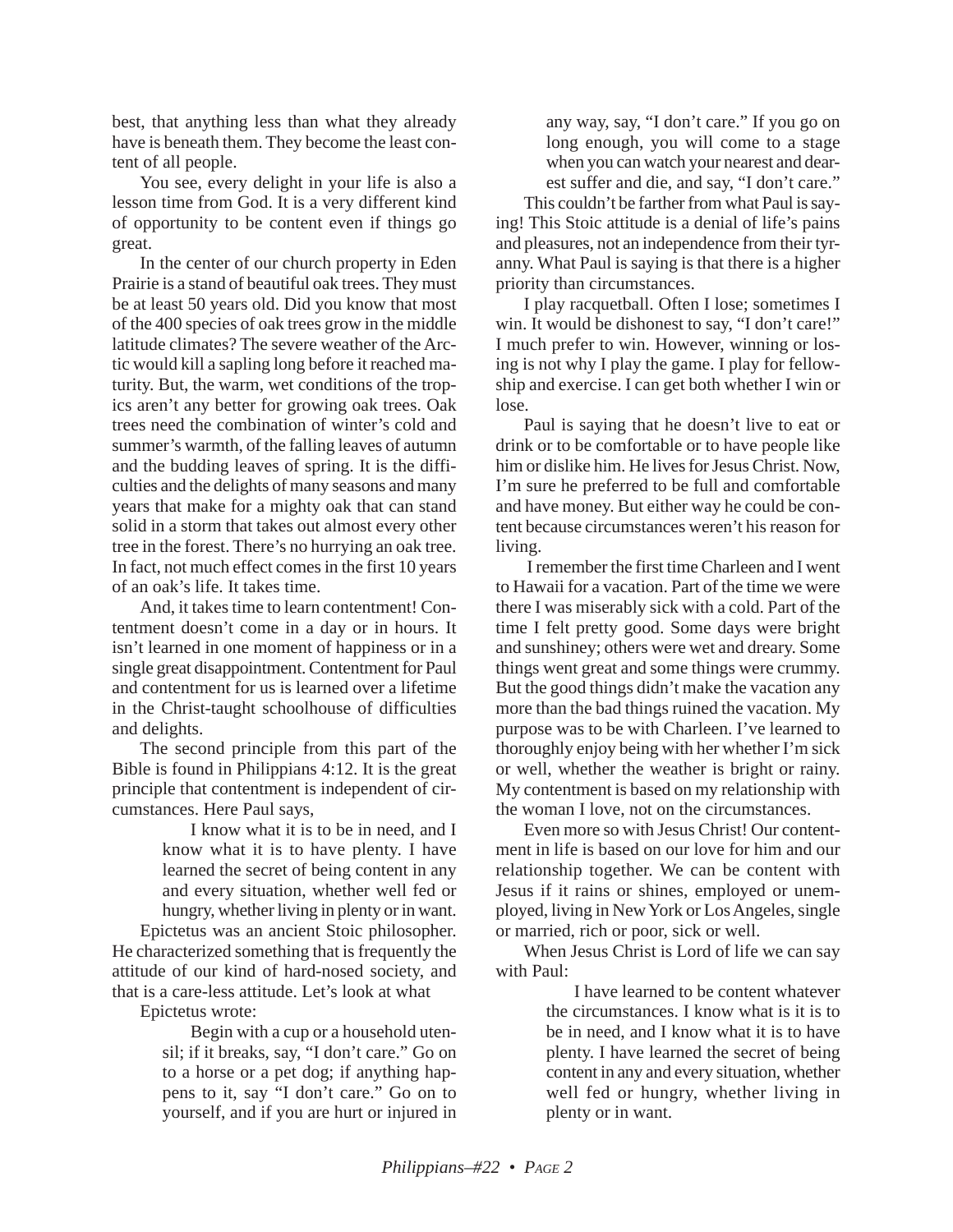best, that anything less than what they already have is beneath them. They become the least content of all people.

You see, every delight in your life is also a lesson time from God. It is a very different kind of opportunity to be content even if things go great.

In the center of our church property in Eden Prairie is a stand of beautiful oak trees. They must be at least 50 years old. Did you know that most of the 400 species of oak trees grow in the middle latitude climates? The severe weather of the Arctic would kill a sapling long before it reached maturity. But, the warm, wet conditions of the tropics aren't any better for growing oak trees. Oak trees need the combination of winter's cold and summer's warmth, of the falling leaves of autumn and the budding leaves of spring. It is the difficulties and the delights of many seasons and many years that make for a mighty oak that can stand solid in a storm that takes out almost every other tree in the forest. There's no hurrying an oak tree. In fact, not much effect comes in the first 10 years of an oak's life. It takes time.

And, it takes time to learn contentment! Contentment doesn't come in a day or in hours. It isn't learned in one moment of happiness or in a single great disappointment. Contentment for Paul and contentment for us is learned over a lifetime in the Christ-taught schoolhouse of difficulties and delights.

The second principle from this part of the Bible is found in Philippians 4:12. It is the great principle that contentment is independent of circumstances. Here Paul says,

> I know what it is to be in need, and I know what it is to have plenty. I have learned the secret of being content in any and every situation, whether well fed or hungry, whether living in plenty or in want.

Epictetus was an ancient Stoic philosopher. He characterized something that is frequently the attitude of our kind of hard-nosed society, and that is a care-less attitude. Let's look at what

Epictetus wrote:

> Begin with a cup or a household utensil; if it breaks, say, "I don't care." Go on to a horse or a pet dog; if anything happens to it, say "I don't care." Go on to yourself, and if you are hurt or injured in any way, say, "I don't care." If you go on long enough, you will come to a stage when you can watch your nearest and dearest suffer and die, and say, "I don't care."

This couldn't be farther from what Paul is saying! This Stoic attitude is a denial of life's pains and pleasures, not an independence from their tyranny. What Paul is saying is that there is a higher priority than circumstances.

I play racquetball. Often I lose; sometimes I win. It would be dishonest to say, "I don't care!" I much prefer to win. However, winning or losing is not why I play the game. I play for fellowship and exercise. I can get both whether I win or lose.

Paul is saying that he doesn't live to eat or drink or to be comfortable or to have people like him or dislike him. He lives for Jesus Christ. Now, I'm sure he preferred to be full and comfortable and have money. But either way he could be content because circumstances weren't his reason for living.

I remember the first time Charleen and I went to Hawaii for a vacation. Part of the time we were there I was miserably sick with a cold. Part of the time I felt pretty good. Some days were bright and sunshiney; others were wet and dreary. Some things went great and some things were crummy. But the good things didn't make the vacation any more than the bad things ruined the vacation. My purpose was to be with Charleen. I've learned to thoroughly enjoy being with her whether I'm sick or well, whether the weather is bright or rainy. My contentment is based on my relationship with the woman I love, not on the circumstances.

Even more so with Jesus Christ! Our contentment in life is based on our love for him and our relationship together. We can be content with Jesus if it rains or shines, employed or unemployed, living in New York or Los Angeles, single or married, rich or poor, sick or well.

When Jesus Christ is Lord of life we can say with Paul:

> I have learned to be content whatever the circumstances. I know what is it is to be in need, and I know what it is to have plenty. I have learned the secret of being content in any and every situation, whether well fed or hungry, whether living in plenty or in want.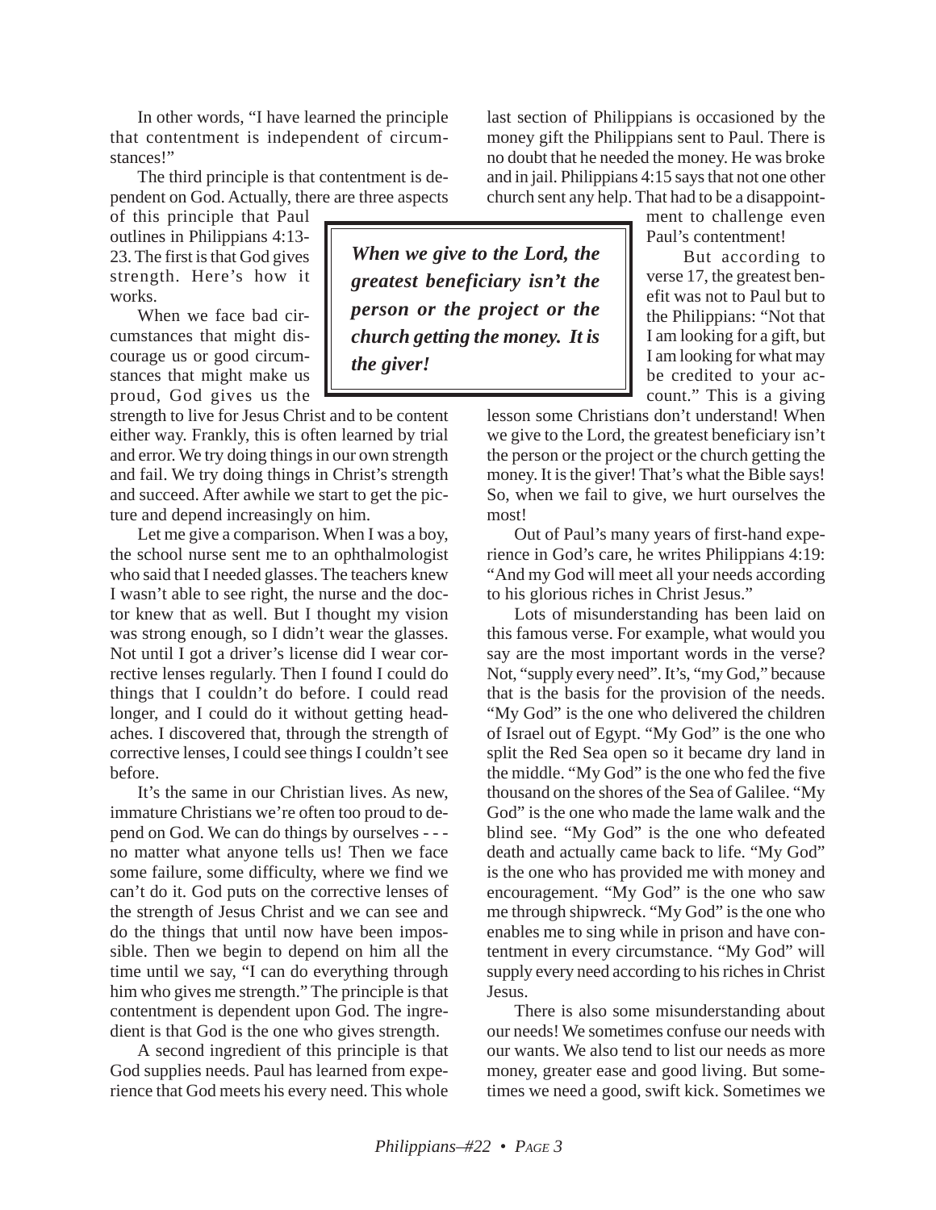In other words, "I have learned the principle that contentment is independent of circumstances!"

The third principle is that contentment is dependent on God. Actually, there are three aspects of this principle that Paul outlines in Philippians 4:13-23. The first is that God gives strength. Here's how it works.

When we face bad circumstances that might discourage us or good circumstances that might make us proud, God gives us the strength to live for Jesus Christ and to be content either way. Frankly, this is often learned by trial and error. We try doing things in our own strength and fail. We try doing things in Christ's strength and succeed. After awhile we start to get the picture and depend increasingly on him.

Let me give a comparison. When I was a boy, the school nurse sent me to an ophthalmologist who said that I needed glasses. The teachers knew I wasn't able to see right, the nurse and the doctor knew that as well. But I thought my vision was strong enough, so I didn't wear the glasses. Not until I got a driver's license did I wear corrective lenses regularly. Then I found I could do things that I couldn't do before. I could read longer, and I could do it without getting headaches. I discovered that, through the strength of corrective lenses, I could see things I couldn't see before.

It's the same in our Christian lives. As new, immature Christians we're often too proud to depend on God. We can do things by ourselves - - - no matter what anyone tells us! Then we face some failure, some difficulty, where we find we can't do it. God puts on the corrective lenses of the strength of Jesus Christ and we can see and do the things that until now have been impossible. Then we begin to depend on him all the time until we say, "I can do everything through him who gives me strength." The principle is that contentment is dependent upon God. The ingredient is that God is the one who gives strength.

A second ingredient of this principle is that God supplies needs. Paul has learned from experience that God meets his every need. This whole last section of Philippians is occasioned by the money gift the Philippians sent to Paul. There is no doubt that he needed the money. He was broke and in jail. Philippians 4:15 says that not one other church sent any help. That had to be a disappointment to challenge even Paul's contentment!

> ***When we give to the Lord, the greatest beneficiary isn't the person or the project or the church getting the money. It is the giver!***

But according to verse 17, the greatest benefit was not to Paul but to the Philippians: "Not that I am looking for a gift, but I am looking for what may be credited to your account." This is a giving lesson some Christians don't understand! When we give to the Lord, the greatest beneficiary isn't the person or the project or the church getting the money. It is the giver! That's what the Bible says! So, when we fail to give, we hurt ourselves the most!

Out of Paul's many years of first-hand experience in God's care, he writes Philippians 4:19: "And my God will meet all your needs according to his glorious riches in Christ Jesus."

Lots of misunderstanding has been laid on this famous verse. For example, what would you say are the most important words in the verse? Not, "supply every need". It's, "my God," because that is the basis for the provision of the needs. "My God" is the one who delivered the children of Israel out of Egypt. "My God" is the one who split the Red Sea open so it became dry land in the middle. "My God" is the one who fed the five thousand on the shores of the Sea of Galilee. "My God" is the one who made the lame walk and the blind see. "My God" is the one who defeated death and actually came back to life. "My God" is the one who has provided me with money and encouragement. "My God" is the one who saw me through shipwreck. "My God" is the one who enables me to sing while in prison and have contentment in every circumstance. "My God" will supply every need according to his riches in Christ Jesus.

There is also some misunderstanding about our needs! We sometimes confuse our needs with our wants. We also tend to list our needs as more money, greater ease and good living. But sometimes we need a good, swift kick. Sometimes we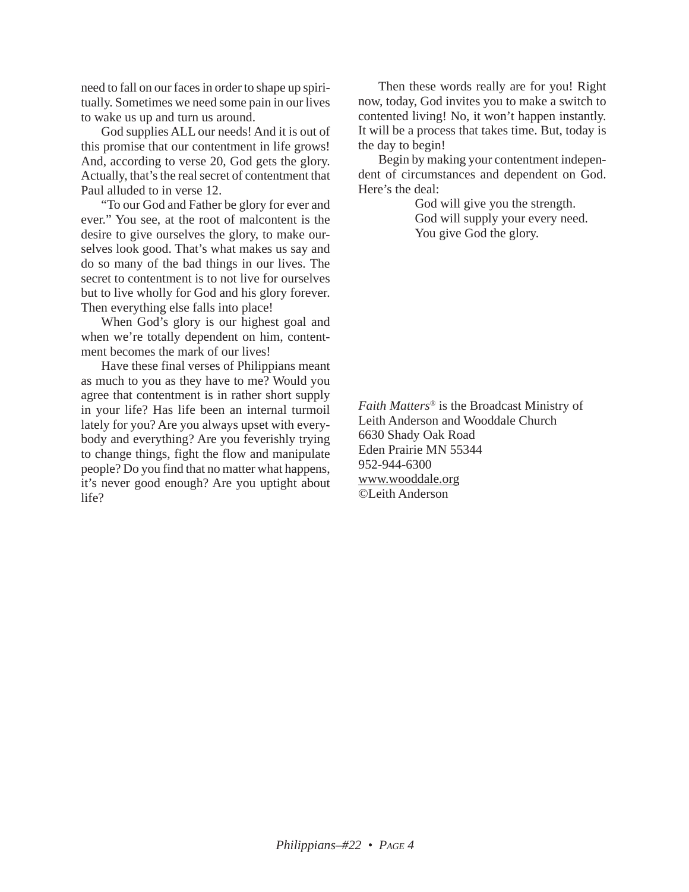need to fall on our faces in order to shape up spiritually. Sometimes we need some pain in our lives to wake us up and turn us around.

God supplies ALL our needs! And it is out of this promise that our contentment in life grows! And, according to verse 20, God gets the glory. Actually, that's the real secret of contentment that Paul alluded to in verse 12.

"To our God and Father be glory for ever and ever." You see, at the root of malcontent is the desire to give ourselves the glory, to make ourselves look good. That's what makes us say and do so many of the bad things in our lives. The secret to contentment is to not live for ourselves but to live wholly for God and his glory forever. Then everything else falls into place!

When God's glory is our highest goal and when we're totally dependent on him, contentment becomes the mark of our lives!

Have these final verses of Philippians meant as much to you as they have to me? Would you agree that contentment is in rather short supply in your life? Has life been an internal turmoil lately for you? Are you always upset with everybody and everything? Are you feverishly trying to change things, fight the flow and manipulate people? Do you find that no matter what happens, it's never good enough? Are you uptight about life?

Then these words really are for you! Right now, today, God invites you to make a switch to contented living! No, it won't happen instantly. It will be a process that takes time. But, today is the day to begin!

Begin by making your contentment independent of circumstances and dependent on God. Here's the deal:

> God will give you the strength.
> God will supply your every need.
> You give God the glory.

*Faith Matters®* is the Broadcast Ministry of Leith Anderson and Wooddale Church
6630 Shady Oak Road
Eden Prairie MN 55344
952-944-6300
www.wooddale.org
©Leith Anderson